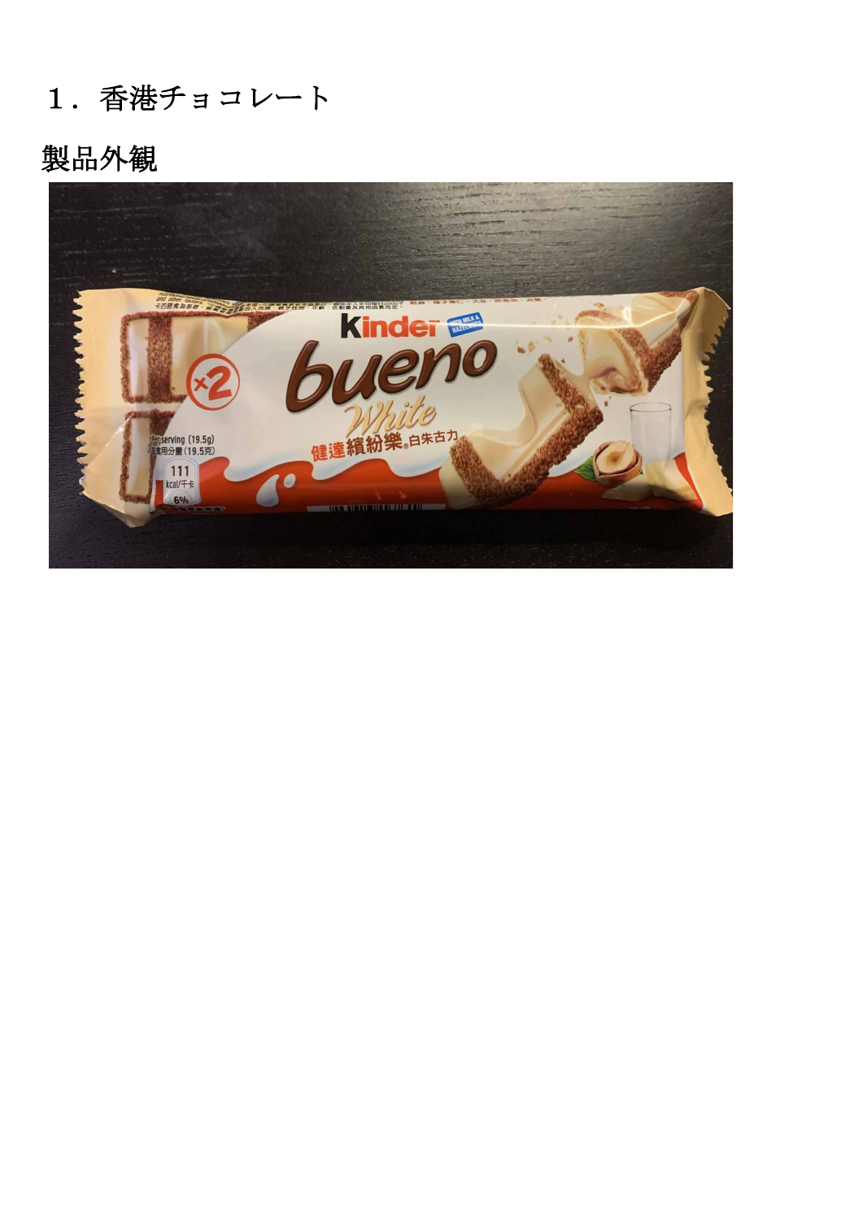# １．香港チョコレート

## 製品外観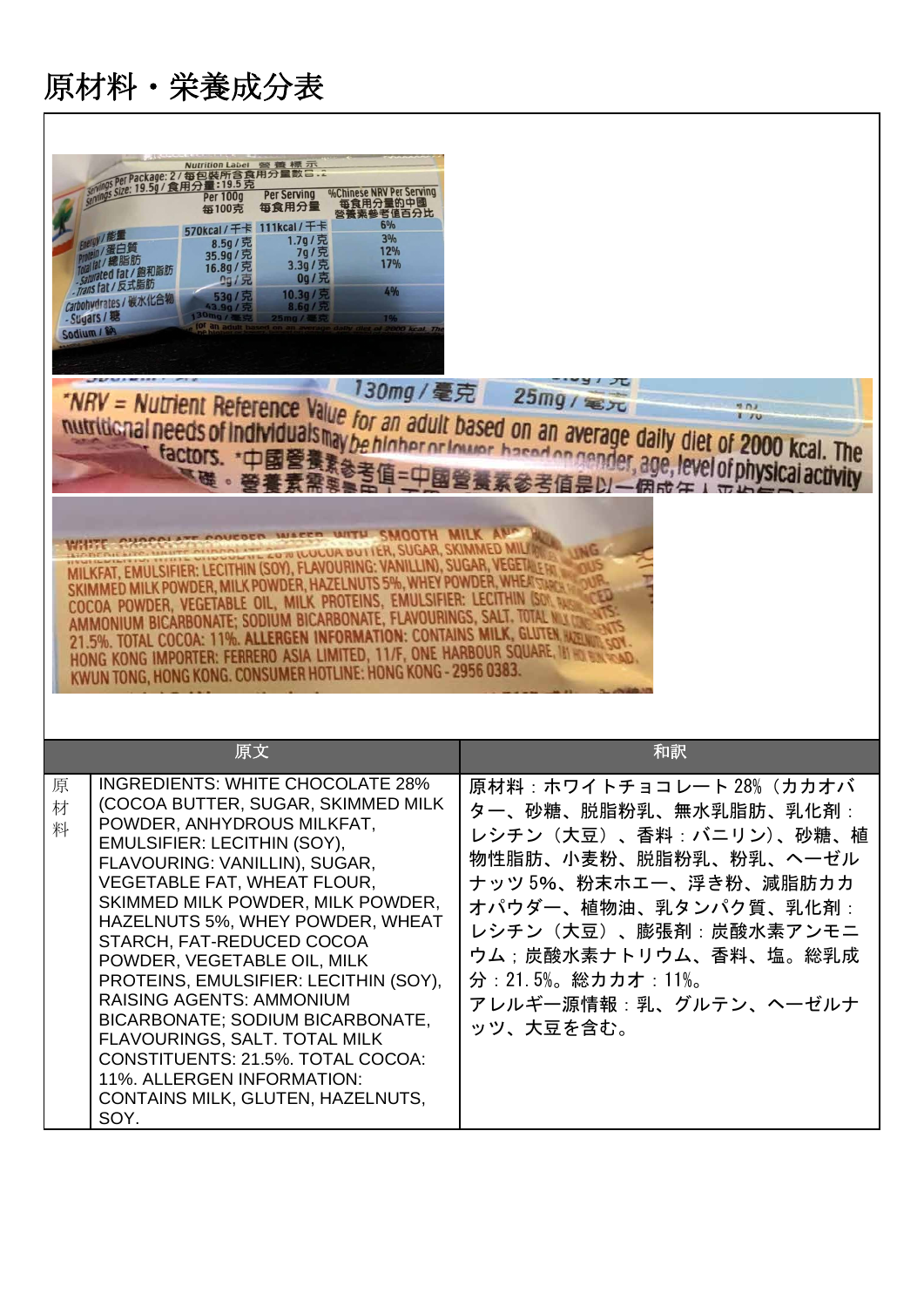# 原材料・栄養成分表

| | 原文 | 和訳 |
|---|---|---|
| 原材料 | INGREDIENTS: WHITE CHOCOLATE 28% (COCOA BUTTER, SUGAR, SKIMMED MILK POWDER, ANHYDROUS MILKFAT, EMULSIFIER: LECITHIN (SOY), FLAVOURING: VANILLIN), SUGAR, VEGETABLE FAT, WHEAT FLOUR, SKIMMED MILK POWDER, MILK POWDER, HAZELNUTS 5%, WHEY POWDER, WHEAT STARCH, FAT-REDUCED COCOA POWDER, VEGETABLE OIL, MILK PROTEINS, EMULSIFIER: LECITHIN (SOY), RAISING AGENTS: AMMONIUM BICARBONATE; SODIUM BICARBONATE, FLAVOURINGS, SALT. TOTAL MILK CONSTITUENTS: 21.5%. TOTAL COCOA: 11%. ALLERGEN INFORMATION: CONTAINS MILK, GLUTEN, HAZELNUTS, SOY. | 原材料：ホワイトチョコレート 28%（カカオバター、砂糖、脱脂粉乳、無水乳脂肪、乳化剤：レシチン（大豆）、香料：バニリン）、砂糖、植物性脂肪、小麦粉、脱脂粉乳、粉乳、ヘーゼルナッツ 5%、粉末ホエー、浮き粉、減脂肪カカオパウダー、植物油、乳タンパク質、乳化剤：レシチン（大豆）、膨張剤：炭酸水素アンモニウム；炭酸水素ナトリウム、香料、塩。総乳成分：21.5%。総カカオ：11%。<br>アレルギー源情報：乳、グルテン、ヘーゼルナッツ、大豆を含む。 |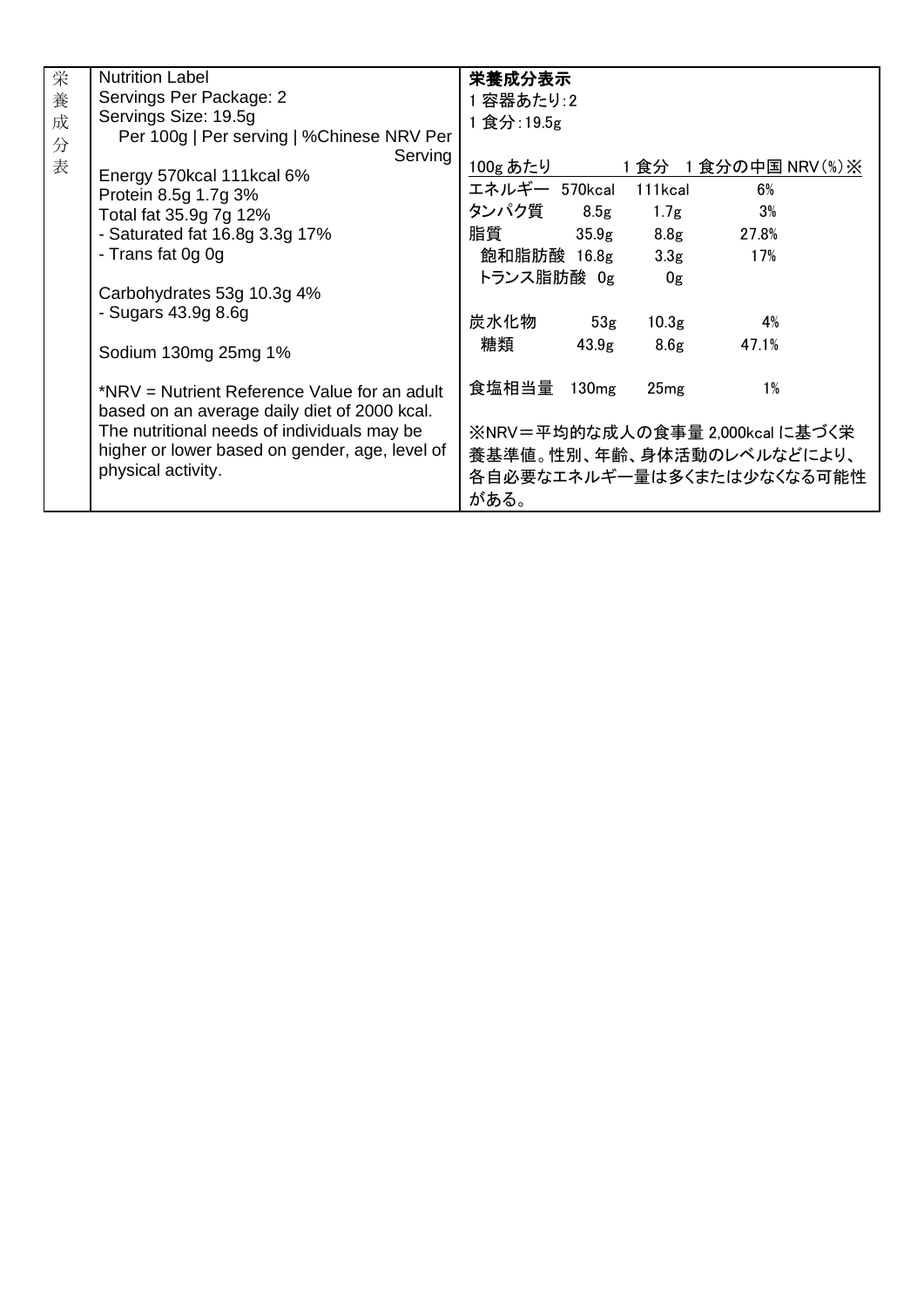| 栄養成分表 | Nutrition Label<br>Servings Per Package: 2<br>Servings Size: 19.5g<br>Per 100g \| Per serving \| %Chinese NRV Per Serving<br><br>Energy 570kcal 111kcal 6%<br>Protein 8.5g 1.7g 3%<br>Total fat 35.9g 7g 12%<br>- Saturated fat 16.8g 3.3g 17%<br>- Trans fat 0g 0g<br><br>Carbohydrates 53g 10.3g 4%<br>- Sugars 43.9g 8.6g<br><br>Sodium 130mg 25mg 1%<br><br>*NRV = Nutrient Reference Value for an adult based on an average daily diet of 2000 kcal. The nutritional needs of individuals may be higher or lower based on gender, age, level of physical activity. | **栄養成分表示**<br>1 容器あたり:2<br>1 食分:19.5g<br><br>100g あたり　1 食分　1 食分の中国 NRV(%)※<br>エネルギー　570kcal　111kcal　6%<br>タンパク質　8.5g　1.7g　3%<br>脂質　35.9g　8.8g　27.8%<br>飽和脂肪酸　16.8g　3.3g　17%<br>トランス脂肪酸　0g　0g<br><br>炭水化物　53g　10.3g　4%<br>糖類　43.9g　8.6g　47.1%<br><br>食塩相当量　130mg　25mg　1%<br><br>※NRV＝平均的な成人の食事量 2,000kcal に基づく栄養基準値。性別、年齢、身体活動のレベルなどにより、各自必要なエネルギー量は多くまたは少なくなる可能性がある。 |
|---|---|---|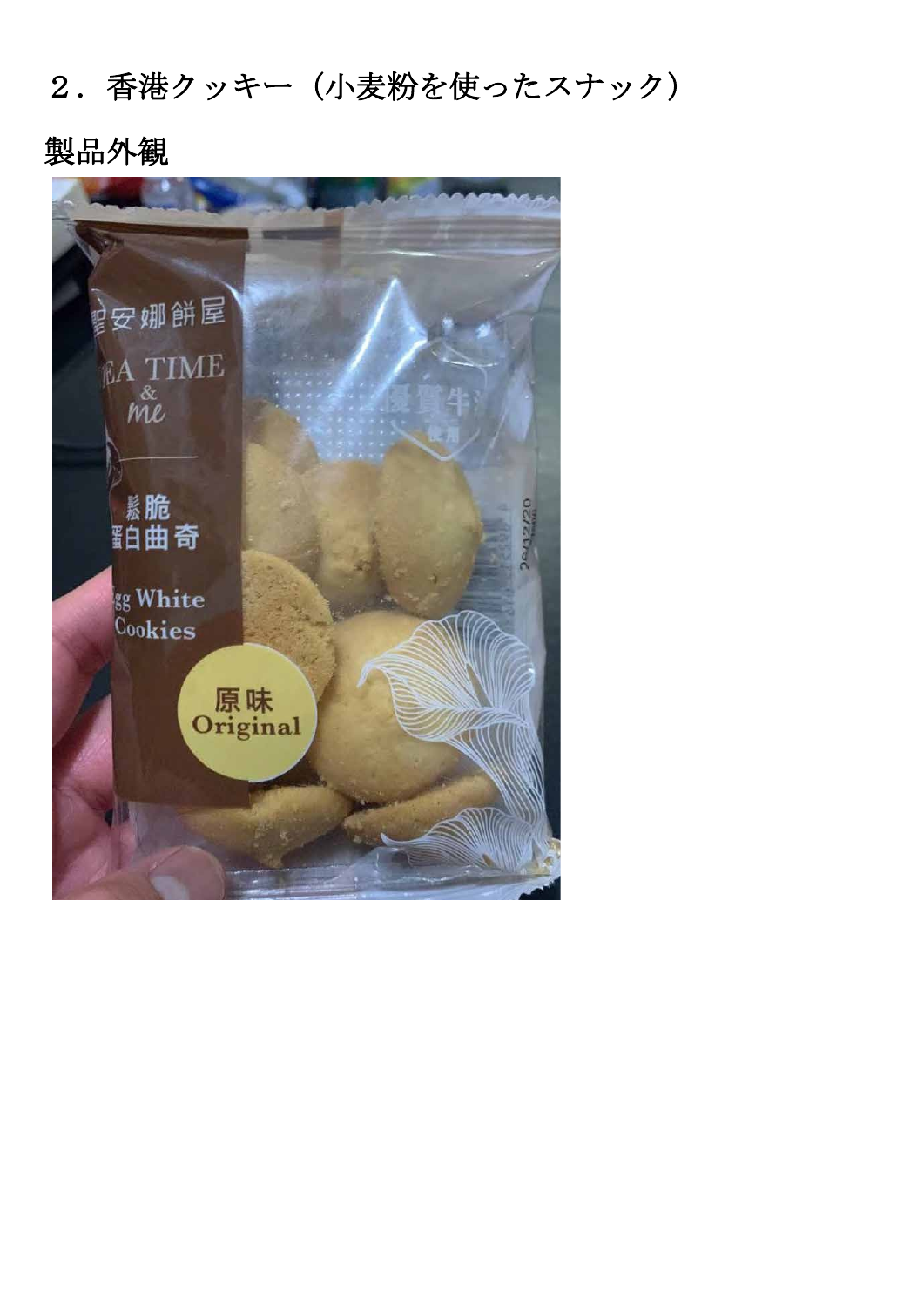## ２．香港クッキー（小麦粉を使ったスナック）

### 製品外観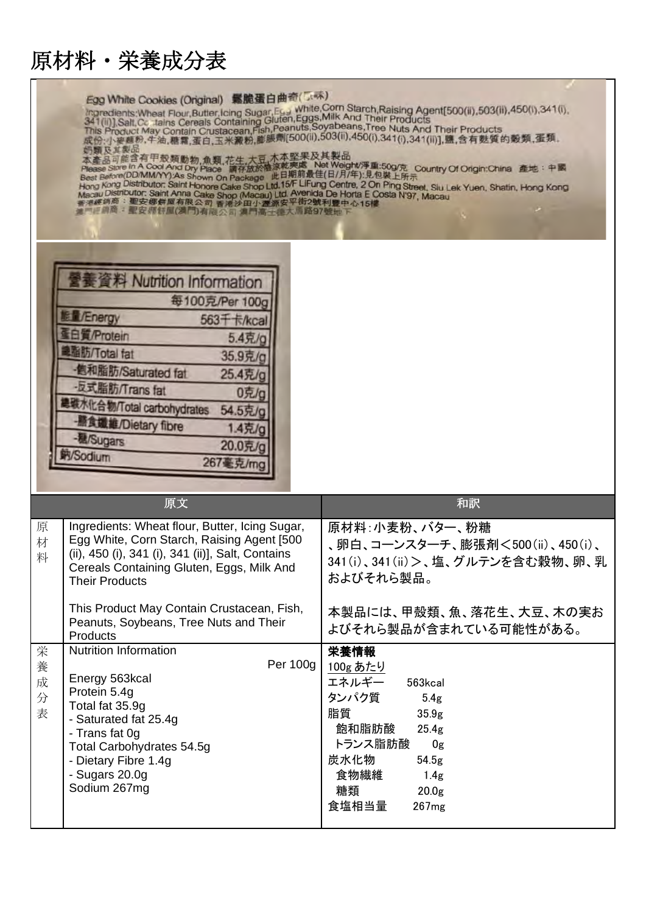# 原材料・栄養成分表

Egg White Cookies (Original) 鬆脆蛋白曲奇(原味)
Ingredients:Wheat Flour,Butter,Icing Sugar,Egg White,Corn Starch,Raising Agent[500(ii),503(ii),450(i),341(i),341(ii)],Salt,Contains Cereals Containing Gluten,Eggs,Milk And Their Products
This Product May Contain Crustacean,Fish,Peanuts,Soyabeans,Tree Nuts And Their Products
成份:小麥麵粉,牛油,糖霜,蛋白,玉米澱粉,膨脹劑[500(ii),503(ii),450(i),341(i),341(ii)],鹽,含有麩質的穀類,蛋類,奶類及其製品
本產品可能含有甲殼類動物,魚類,花生,大豆,木本堅果及其製品
Please Store In A Cool And Dry Place 請存放於陰涼乾爽處 Net Weight/淨重:50g/克 Country Of Origin:China 產地:中國
Best Before(DD/MM/YY):As Shown On Package 此日期前最佳(日/月/年):見包裝上所示
Hong Kong Distributor: Saint Honore Cake Shop Ltd,15/F LiFung Centre, 2 On Ping Street, Siu Lek Yuen, Shatin, Hong Kong
Macau Distributor: Saint Anna Cake Shop (Macau) Ltd. Avenida De Horta E Costa N°97, Macau
香港經銷商：聖安娜餅屋有限公司 香港沙田小瀝源安平街2號利豐中心15樓
澳門經銷商：聖安娜餅屋(澳門)有限公司 澳門高士德大馬路97號地下

| 營養資料 Nutrition Information | 每100克/Per 100g |
|---|---|
| 能量/Energy | 563千卡/kcal |
| 蛋白質/Protein | 5.4克/g |
| 總脂肪/Total fat | 35.9克/g |
| -飽和脂肪/Saturated fat | 25.4克/g |
| -反式脂肪/Trans fat | 0克/g |
| 總碳水化合物/Total carbohydrates | 54.5克/g |
| -膳食纖維/Dietary fibre | 1.4克/g |
| -糖/Sugars | 20.0克/g |
| 鈉/Sodium | 267毫克/mg |

| | 原文 | 和訳 |
|---|---|---|
| 原材料 | Ingredients: Wheat flour, Butter, Icing Sugar, Egg White, Corn Starch, Raising Agent [500 (ii), 450 (i), 341 (i), 341 (ii)], Salt, Contains Cereals Containing Gluten, Eggs, Milk And Their Products<br><br>This Product May Contain Crustacean, Fish, Peanuts, Soybeans, Tree Nuts and Their Products | 原材料：小麦粉、バター、粉糖、卵白、コーンスターチ、膨張剤＜500(ii)、450(i)、341(i)、341(ii)＞、塩、グルテンを含む穀物、卵、乳およびそれら製品。<br><br>本製品には、甲殻類、魚、落花生、大豆、木の実およびそれら製品が含まれている可能性がある。 |
| 栄養成分表 | Nutrition Information<br>Per 100g<br>Energy 563kcal<br>Protein 5.4g<br>Total fat 35.9g<br>- Saturated fat 25.4g<br>- Trans fat 0g<br>Total Carbohydrates 54.5g<br>- Dietary Fibre 1.4g<br>- Sugars 20.0g<br>Sodium 267mg | **栄養情報**<br>100g あたり<br>エネルギー 563kcal<br>タンパク質 5.4g<br>脂質 35.9g<br>飽和脂肪酸 25.4g<br>トランス脂肪酸 0g<br>炭水化物 54.5g<br>食物繊維 1.4g<br>糖類 20.0g<br>食塩相当量 267mg |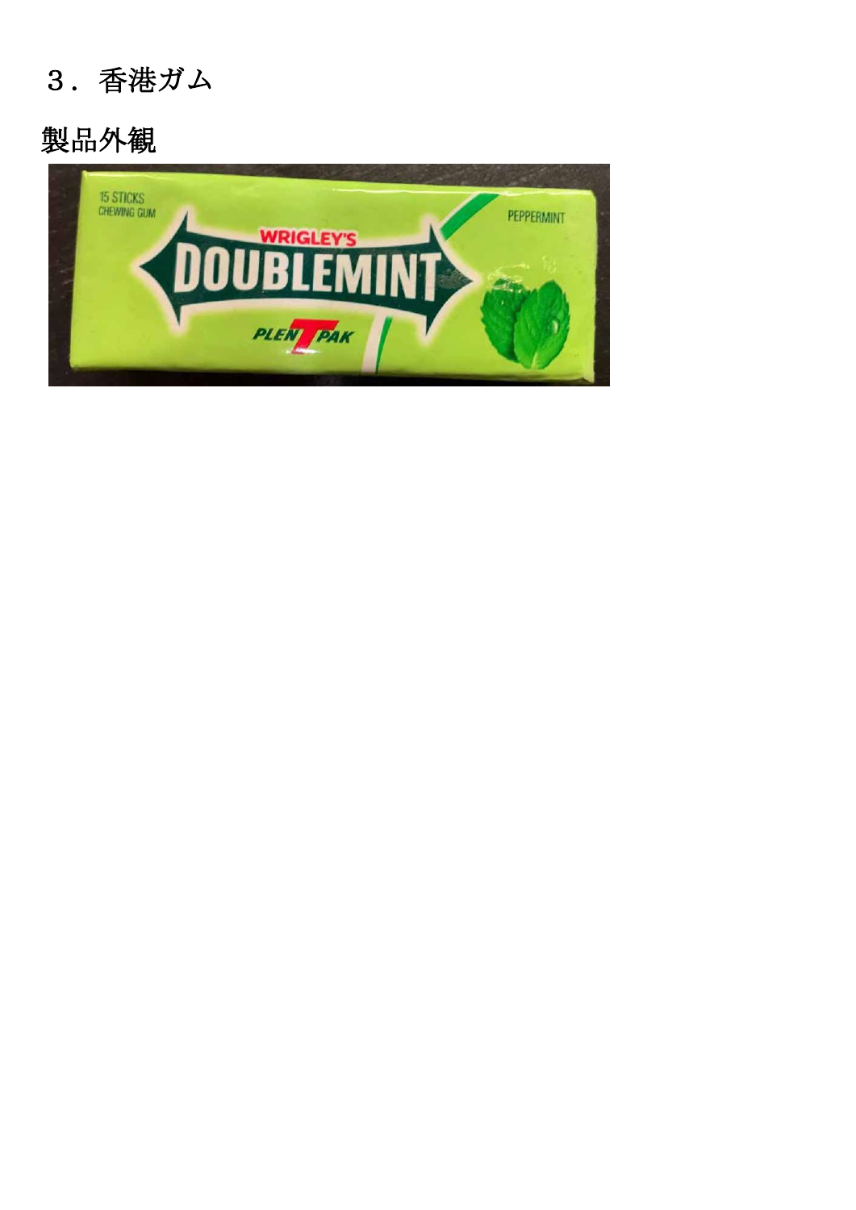３．香港ガム

製品外観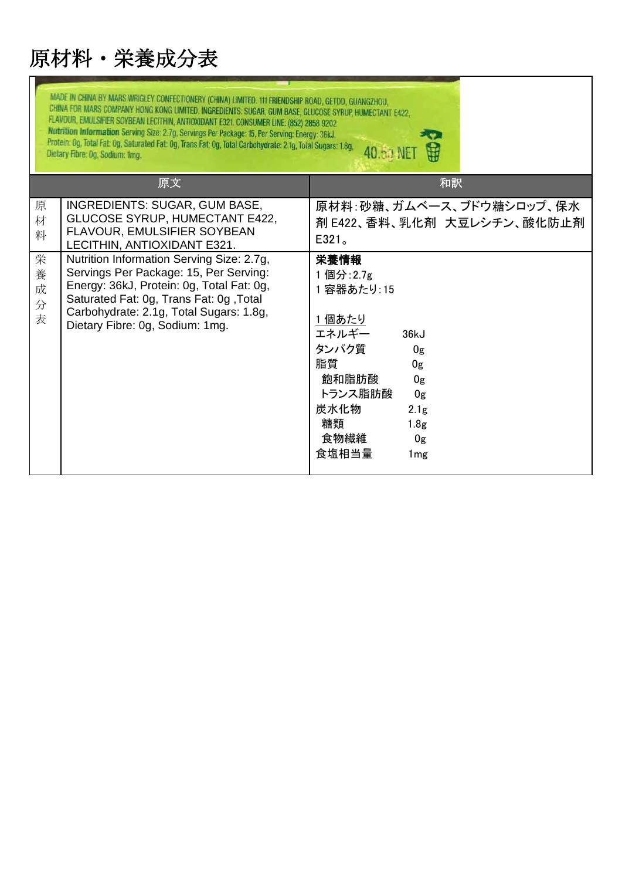# 原材料・栄養成分表

MADE IN CHINA BY MARS WRIGLEY CONFECTIONERY (CHINA) LIMITED. 111 FRIENDSHIP ROAD, GETDD, GUANGZHOU, CHINA FOR MARS COMPANY HONG KONG LIMITED. INGREDIENTS: SUGAR, GUM BASE, GLUCOSE SYRUP, HUMECTANT E422, FLAVOUR, EMULSIFIER SOYBEAN LECITHIN, ANTIOXIDANT E321. CONSUMER LINE: (852) 2858 9202
**Nutrition Information** Serving Size: 2.7g, Servings Per Package: 15, Per Serving: Energy: 36kJ, Protein: 0g, Total Fat: 0g, Saturated Fat: 0g, Trans Fat: 0g, Total Carbohydrate: 2.1g, Total Sugars: 1.8g, Dietary Fibre: 0g, Sodium: 1mg. 40.5g NET

| | 原文 | 和訳 |
|---|---|---|
| 原材料 | INGREDIENTS: SUGAR, GUM BASE, GLUCOSE SYRUP, HUMECTANT E422, FLAVOUR, EMULSIFIER SOYBEAN LECITHIN, ANTIOXIDANT E321. | 原材料:砂糖、ガムベース、ブドウ糖シロップ、保水剤 E422、香料、乳化剤 大豆レシチン、酸化防止剤 E321。 |
| 栄養成分表 | Nutrition Information Serving Size: 2.7g, Servings Per Package: 15, Per Serving: Energy: 36kJ, Protein: 0g, Total Fat: 0g, Saturated Fat: 0g, Trans Fat: 0g ,Total Carbohydrate: 2.1g, Total Sugars: 1.8g, Dietary Fibre: 0g, Sodium: 1mg. | **栄養情報**<br>1 個分:2.7g<br>1 容器あたり:15<br><br>1 個あたり<br>エネルギー 36kJ<br>タンパク質 0g<br>脂質 0g<br>飽和脂肪酸 0g<br>トランス脂肪酸 0g<br>炭水化物 2.1g<br>糖類 1.8g<br>食物繊維 0g<br>食塩相当量 1mg |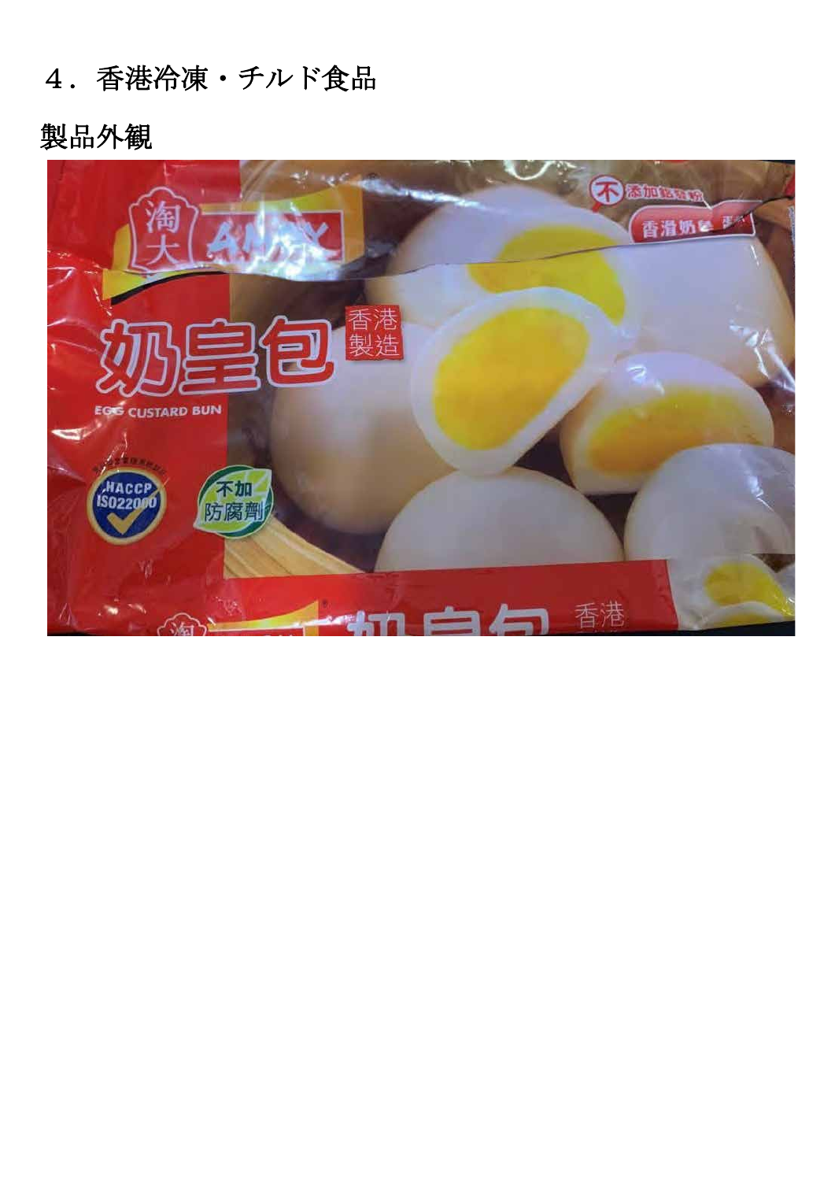# ４．香港冷凍・チルド食品

## 製品外観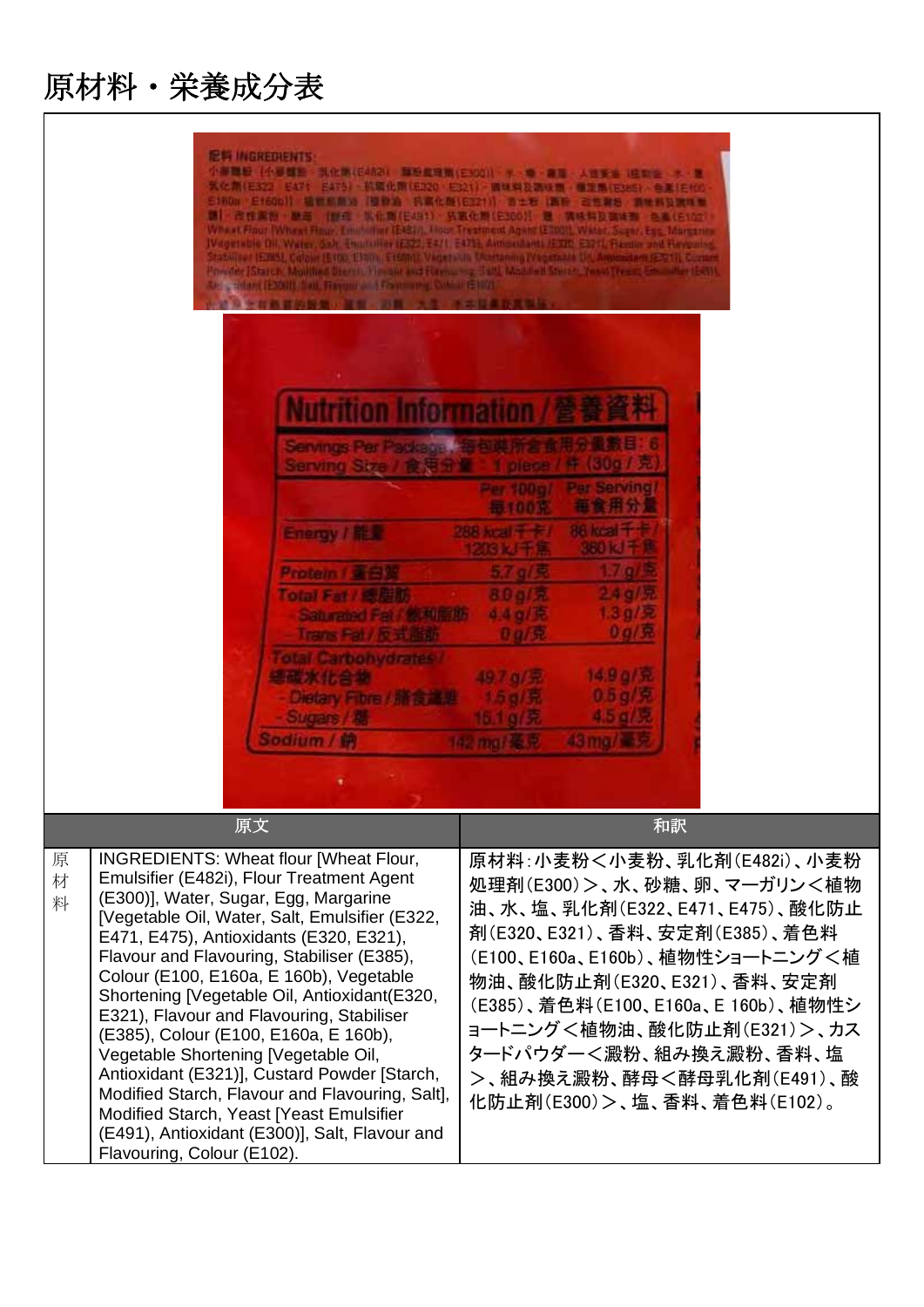# 原材料・栄養成分表

**Nutrition Information / 營養資料**

Servings Per Package / 每包裝所含食用分量數目: 6
Serving Size / 食用分量: 1 piece / 件 (30g / 克)

| | Per 100g/ 每100克 | Per Serving/ 每食用分量 |
|---|---|---|
| Energy / 能量 | 288 kcal 千卡/ 1203 kJ 千焦 | 86 kcal 千卡/ 360 kJ 千焦 |
| Protein / 蛋白質 | 5.7 g/克 | 1.7 g/克 |
| Total Fat / 總脂肪 | 8.0 g/克 | 2.4 g/克 |
| - Saturated Fat / 飽和脂肪 | 4.4 g/克 | 1.3 g/克 |
| - Trans Fat / 反式脂肪 | 0 g/克 | 0 g/克 |
| Total Carbohydrates / 總碳水化合物 | 49.7 g/克 | 14.9 g/克 |
| - Dietary Fibre / 膳食纖維 | 1.5 g/克 | 0.5 g/克 |
| - Sugars / 糖 | 15.1 g/克 | 4.5 g/克 |
| Sodium / 鈉 | 142 mg/毫克 | 43 mg/毫克 |

| | 原文 | 和訳 |
|---|---|---|
| 原材料 | INGREDIENTS: Wheat flour [Wheat Flour, Emulsifier (E482i), Flour Treatment Agent (E300)], Water, Sugar, Egg, Margarine [Vegetable Oil, Water, Salt, Emulsifier (E322, E471, E475), Antioxidants (E320, E321), Flavour and Flavouring, Stabiliser (E385), Colour (E100, E160a, E 160b), Vegetable Shortening [Vegetable Oil, Antioxidant(E320, E321), Flavour and Flavouring, Stabiliser (E385), Colour (E100, E160a, E 160b), Vegetable Shortening [Vegetable Oil, Antioxidant (E321)], Custard Powder [Starch, Modified Starch, Flavour and Flavouring, Salt], Modified Starch, Yeast [Yeast Emulsifier (E491), Antioxidant (E300)], Salt, Flavour and Flavouring, Colour (E102). | 原材料:小麦粉<小麦粉、乳化剤(E482i)、小麦粉処理剤(E300)>、水、砂糖、卵、マーガリン<植物油、水、塩、乳化剤(E322、E471、E475)、酸化防止剤(E320、E321)、香料、安定剤(E385)、着色料(E100、E160a、E160b)、植物性ショートニング<植物油、酸化防止剤(E320、E321)、香料、安定剤(E385)、着色料(E100、E160a、E 160b)、植物性ショートニング<植物油、酸化防止剤(E321)>、カスタードパウダー<澱粉、組み換え澱粉、香料、塩>、組み換え澱粉、酵母<酵母乳化剤(E491)、酸化防止剤(E300)>、塩、香料、着色料(E102)。 |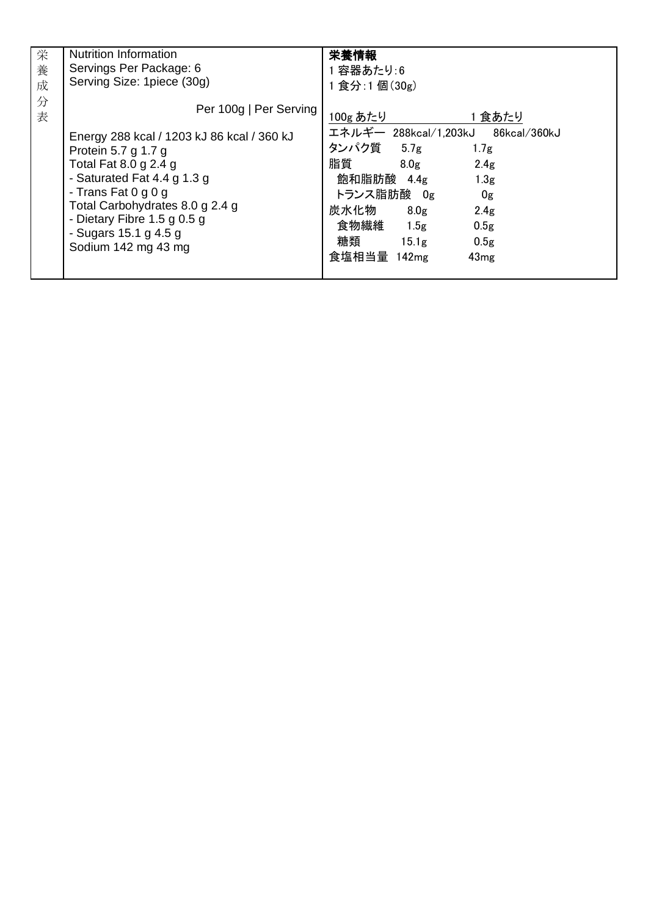| 栄養成分表 | Nutrition Information<br>Servings Per Package: 6<br>Serving Size: 1piece (30g)<br><br>Per 100g \| Per Serving<br><br>Energy 288 kcal / 1203 kJ 86 kcal / 360 kJ<br>Protein 5.7 g 1.7 g<br>Total Fat 8.0 g 2.4 g<br>- Saturated Fat 4.4 g 1.3 g<br>- Trans Fat 0 g 0 g<br>Total Carbohydrates 8.0 g 2.4 g<br>- Dietary Fibre 1.5 g 0.5 g<br>- Sugars 15.1 g 4.5 g<br>Sodium 142 mg 43 mg | **栄養情報**<br>1 容器あたり:6<br>1 食分:1 個(30g)<br><br>100g あたり　1 食あたり<br>エネルギー 288kcal/1,203kJ 86kcal/360kJ<br>タンパク質 5.7g 1.7g<br>脂質 8.0g 2.4g<br>飽和脂肪酸 4.4g 1.3g<br>トランス脂肪酸 0g 0g<br>炭水化物 8.0g 2.4g<br>食物繊維 1.5g 0.5g<br>糖類 15.1g 0.5g<br>食塩相当量 142mg 43mg |
|---|---|---|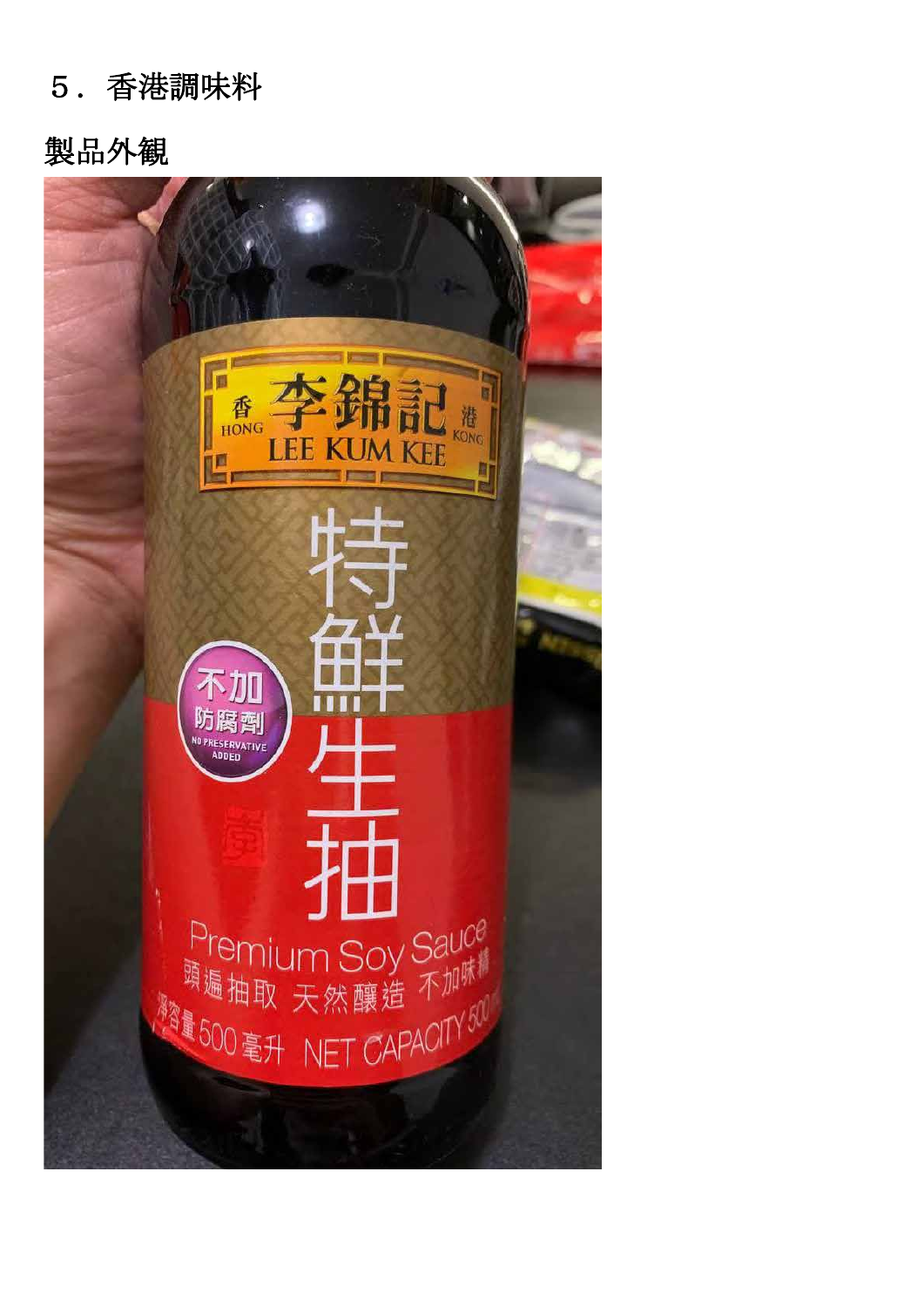5．香港調味料

製品外観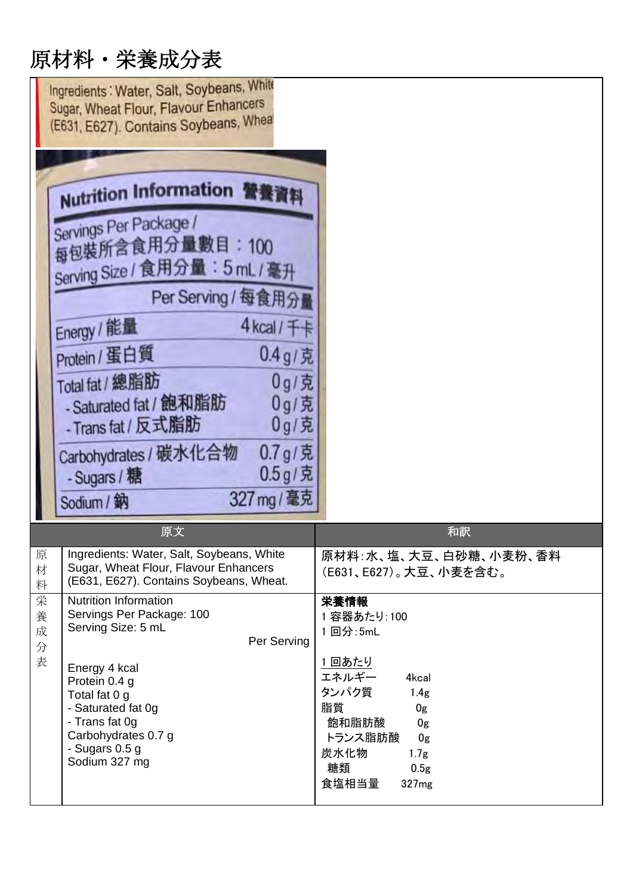# 原材料・栄養成分表

| | 原文 | 和訳 |
|---|---|---|
| 原材料 | Ingredients: Water, Salt, Soybeans, White Sugar, Wheat Flour, Flavour Enhancers (E631, E627). Contains Soybeans, Wheat. | 原材料:水、塩、大豆、白砂糖、小麦粉、香料(E631、E627)。大豆、小麦を含む。 |
| 栄養成分表 | Nutrition Information<br>Servings Per Package: 100<br>Serving Size: 5 mL<br>Per Serving<br><br>Energy 4 kcal<br>Protein 0.4 g<br>Total fat 0 g<br>- Saturated fat 0g<br>- Trans fat 0g<br>Carbohydrates 0.7 g<br>- Sugars 0.5 g<br>Sodium 327 mg | **栄養情報**<br>1 容器あたり:100<br>1 回分:5mL<br><br>1 回あたり<br>エネルギー 4kcal<br>タンパク質 1.4g<br>脂質 0g<br>飽和脂肪酸 0g<br>トランス脂肪酸 0g<br>炭水化物 1.7g<br>糖類 0.5g<br>食塩相当量 327mg |